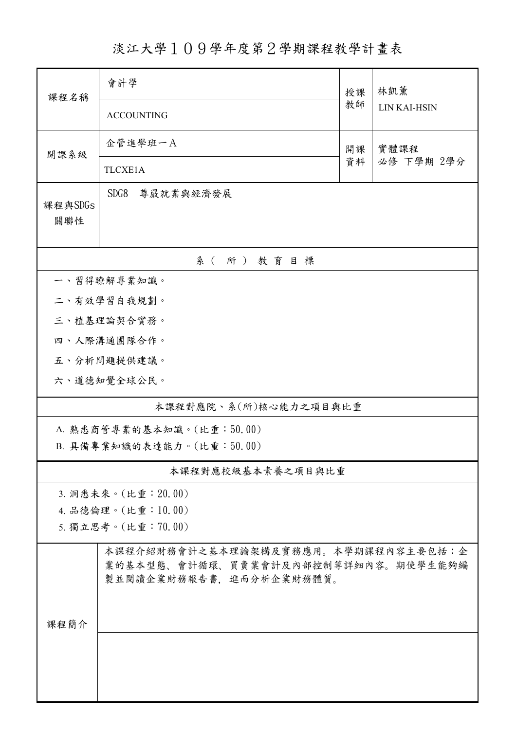# 淡江大學１０９學年度第２學期課程教學計畫表

| 課程名稱 | 會計學 | 授課教師 | 林凱薰 |
| --- | --- | --- | --- |
| | ACCOUNTING | | LIN KAI-HSIN |
| 開課系級 | 企管進學班一Ａ | 開課資料 | 實體課程<br>必修 下學期 2學分 |
| | TLCXE1A | | |
| 課程與SDGs關聯性 | SDG8　尊嚴就業與經濟發展 | | |

## 系（所）教育目標

一、習得瞭解專業知識。

二、有效學習自我規劃。

三、植基理論契合實務。

四、人際溝通團隊合作。

五、分析問題提供建議。

六、道德知覺全球公民。

## 本課程對應院、系(所)核心能力之項目與比重

A. 熟悉商管專業的基本知識。(比重：50.00)

B. 具備專業知識的表達能力。(比重：50.00)

## 本課程對應校級基本素養之項目與比重

3. 洞悉未來。(比重：20.00)

4. 品德倫理。(比重：10.00)

5. 獨立思考。(比重：70.00)

| 課程簡介 | 本課程介紹財務會計之基本理論架構及實務應用。本學期課程內容主要包括：企業的基本型態、會計循環、買賣業會計及內部控制等詳細內容。期使學生能夠編製並閱讀企業財務報告書，進而分析企業財務體質。 |
| --- | --- |
| | |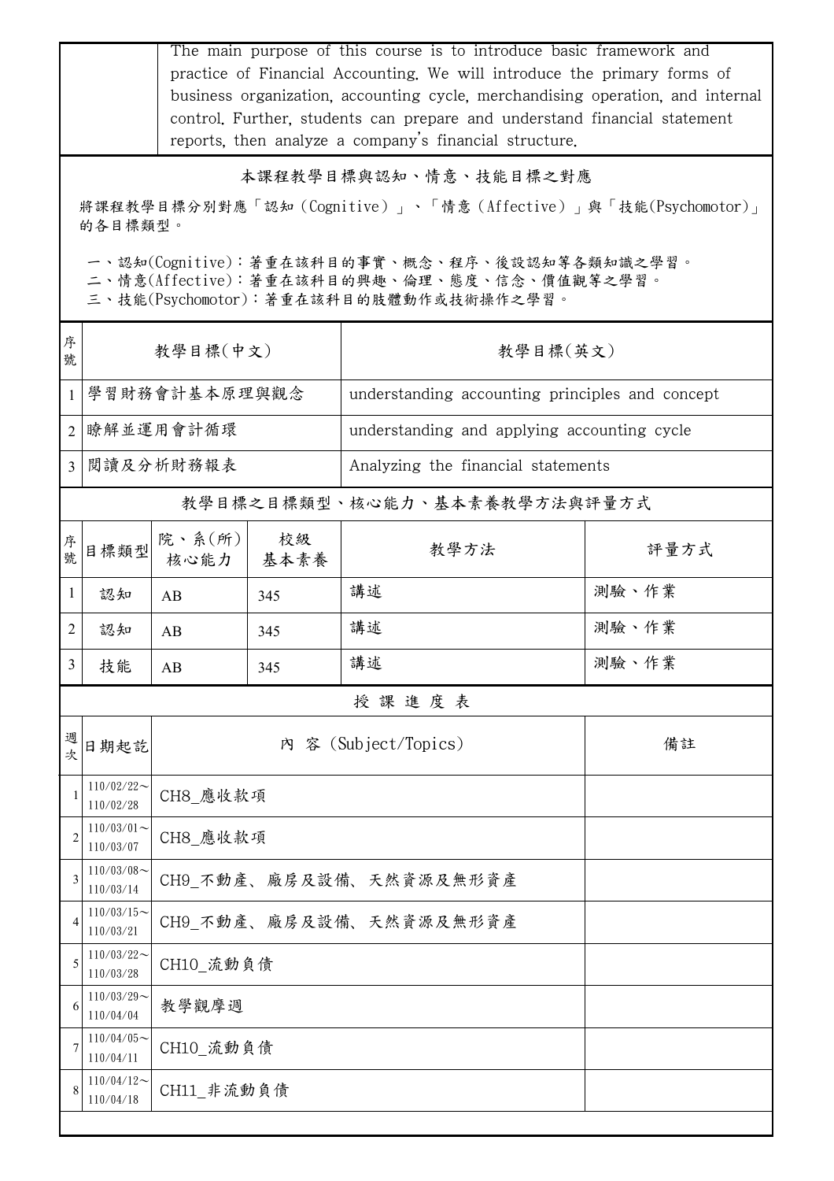|  | The main purpose of this course is to introduce basic framework and practice of Financial Accounting. We will introduce the primary forms of business organization, accounting cycle, merchandising operation, and internal control. Further, students can prepare and understand financial statement reports, then analyze a company's financial structure. |
|---|---|

## 本課程教學目標與認知、情意、技能目標之對應

將課程教學目標分別對應「認知（Cognitive）」、「情意（Affective）」與「技能(Psychomotor)」的各目標類型。

一、認知(Cognitive)：著重在該科目的事實、概念、程序、後設認知等各類知識之學習。
二、情意(Affective)：著重在該科目的興趣、倫理、態度、信念、價值觀等之學習。
三、技能(Psychomotor)：著重在該科目的肢體動作或技術操作之學習。

| 序號 | 教學目標(中文) | 教學目標(英文) |
|---|---|---|
| 1 | 學習財務會計基本原理與觀念 | understanding accounting principles and concept |
| 2 | 瞭解並運用會計循環 | understanding and applying accounting cycle |
| 3 | 閱讀及分析財務報表 | Analyzing the financial statements |

## 教學目標之目標類型、核心能力、基本素養教學方法與評量方式

| 序號 | 目標類型 | 院、系(所)核心能力 | 校級基本素養 | 教學方法 | 評量方式 |
|---|---|---|---|---|---|
| 1 | 認知 | AB | 345 | 講述 | 測驗、作業 |
| 2 | 認知 | AB | 345 | 講述 | 測驗、作業 |
| 3 | 技能 | AB | 345 | 講述 | 測驗、作業 |

## 授 課 進 度 表

| 週次 | 日期起訖 | 內 容 (Subject/Topics) | 備註 |
|---|---|---|---|
| 1 | 110/02/22～110/02/28 | CH8_應收款項 |  |
| 2 | 110/03/01～110/03/07 | CH8_應收款項 |  |
| 3 | 110/03/08～110/03/14 | CH9_不動產、廠房及設備、天然資源及無形資產 |  |
| 4 | 110/03/15～110/03/21 | CH9_不動產、廠房及設備、天然資源及無形資產 |  |
| 5 | 110/03/22～110/03/28 | CH10_流動負債 |  |
| 6 | 110/03/29～110/04/04 | 教學觀摩週 |  |
| 7 | 110/04/05～110/04/11 | CH10_流動負債 |  |
| 8 | 110/04/12～110/04/18 | CH11_非流動負債 |  |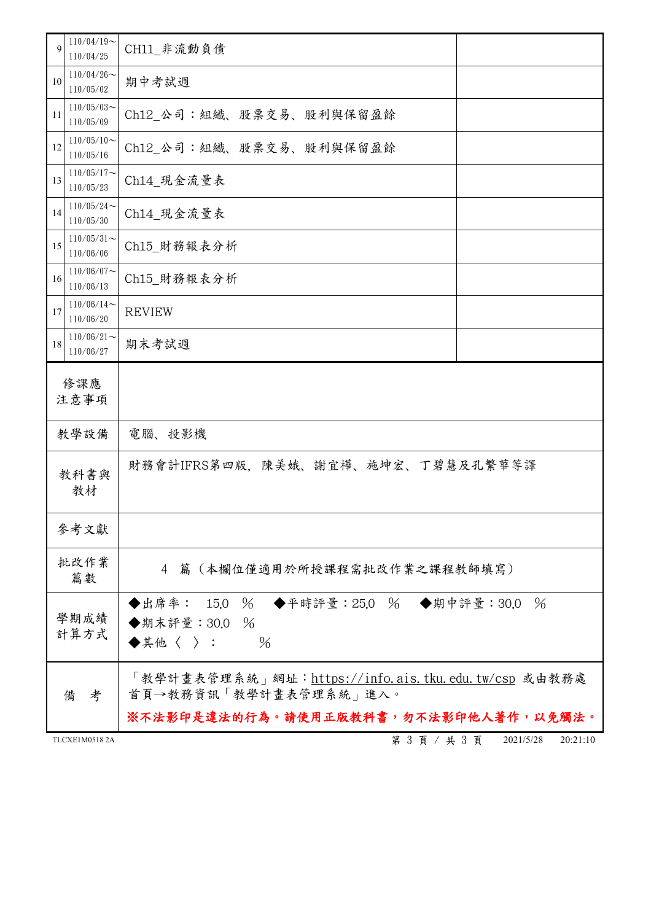| | | | |
|---|---|---|---|
| 9 | 110/04/19～110/04/25 | CH11_非流動負債 | |
| 10 | 110/04/26～110/05/02 | 期中考試週 | |
| 11 | 110/05/03～110/05/09 | Ch12_公司：組織、股票交易、股利與保留盈餘 | |
| 12 | 110/05/10～110/05/16 | Ch12_公司：組織、股票交易、股利與保留盈餘 | |
| 13 | 110/05/17～110/05/23 | Ch14_現金流量表 | |
| 14 | 110/05/24～110/05/30 | Ch14_現金流量表 | |
| 15 | 110/05/31～110/06/06 | Ch15_財務報表分析 | |
| 16 | 110/06/07～110/06/13 | Ch15_財務報表分析 | |
| 17 | 110/06/14～110/06/20 | REVIEW | |
| 18 | 110/06/21～110/06/27 | 期末考試週 | |

| | |
|---|---|
| 修課應注意事項 | |
| 教學設備 | 電腦、投影機 |
| 教科書與教材 | 財務會計IFRS第四版，陳美娥、謝宜樺、施坤宏、丁碧慧及孔繁華等譯 |
| 參考文獻 | |
| 批改作業篇數 | 4 篇（本欄位僅適用於所授課程需批改作業之課程教師填寫） |
| 學期成績計算方式 | ◆出席率： 15.0 ％ ◆平時評量：25.0 ％ ◆期中評量：30.0 ％<br>◆期末評量：30.0 ％<br>◆其他〈 〉： ％ |
| 備　考 | 「教學計畫表管理系統」網址：https://info.ais.tku.edu.tw/csp 或由教務處首頁→教務資訊「教學計畫表管理系統」進入。<br>**※不法影印是違法的行為。請使用正版教科書，勿不法影印他人著作，以免觸法。** |

TLCXE1M0518 2A　　2021/5/28 20:21:10